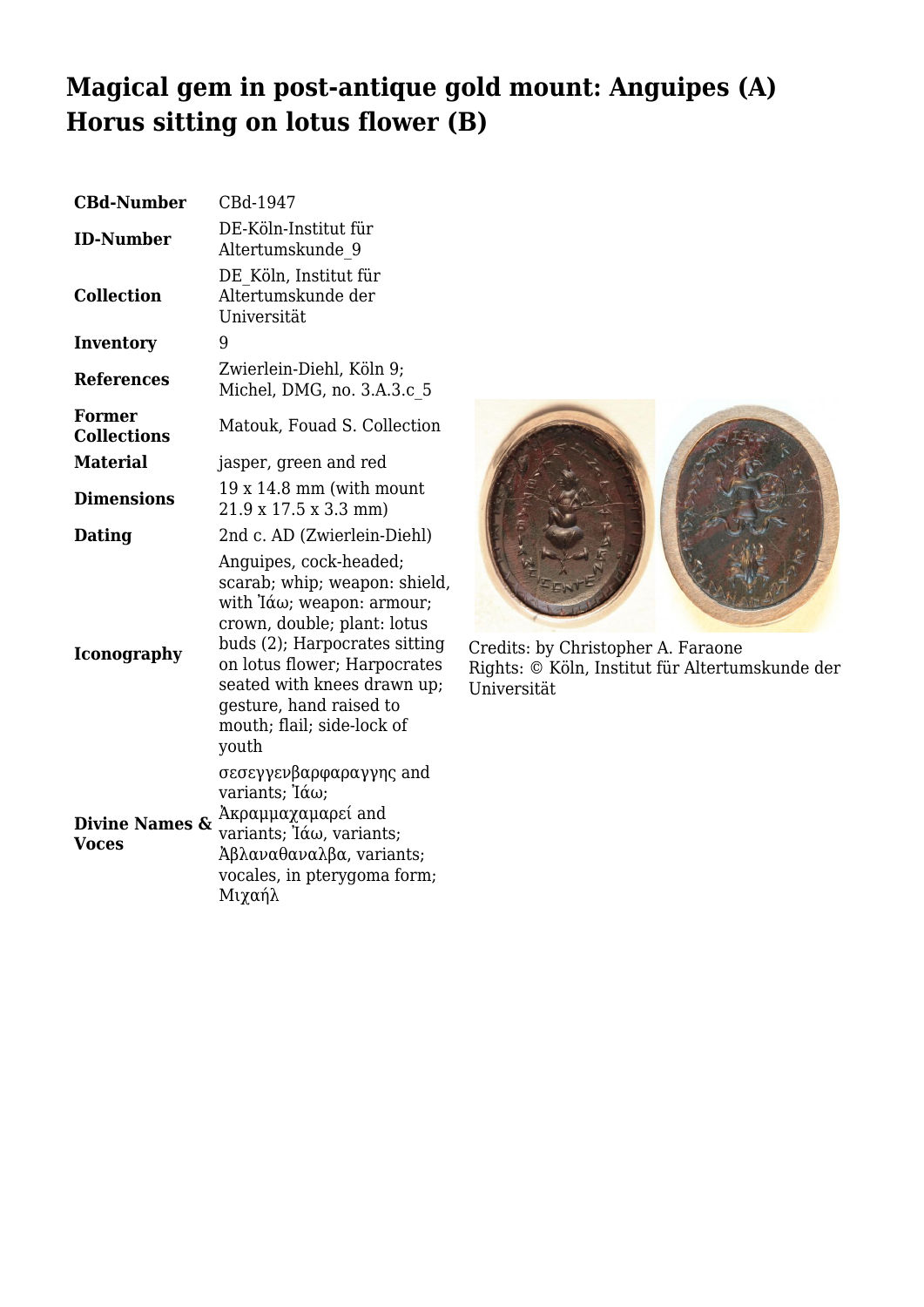# Magical gem in post-antique gold mount: Anguipes (A) Horus sitting on lotus flower (B)

| | |
|---|---|
| **CBd-Number** | CBd-1947 |
| **ID-Number** | DE-Köln-Institut für Altertumskunde_9 |
| **Collection** | DE_Köln, Institut für Altertumskunde der Universität |
| **Inventory** | 9 |
| **References** | Zwierlein-Diehl, Köln 9; Michel, DMG, no. 3.A.3.c_5 |
| **Former Collections** | Matouk, Fouad S. Collection |
| **Material** | jasper, green and red |
| **Dimensions** | 19 x 14.8 mm (with mount 21.9 x 17.5 x 3.3 mm) |
| **Dating** | 2nd c. AD (Zwierlein-Diehl) |
| **Iconography** | Anguipes, cock-headed; scarab; whip; weapon: shield, with Ἰάω; weapon: armour; crown, double; plant: lotus buds (2); Harpocrates sitting on lotus flower; Harpocrates seated with knees drawn up; gesture, hand raised to mouth; flail; side-lock of youth |
| **Divine Names & Voces** | σεσεγγενβαρφαραγγης and variants; Ἰάω; Ἀκραμμαχαμαρεί and variants; Ἰάω, variants; Ἀβλαναθαναλβα, variants; vocales, in pterygoma form; Μιχαήλ |

Credits: by Christopher A. Faraone
Rights: © Köln, Institut für Altertumskunde der Universität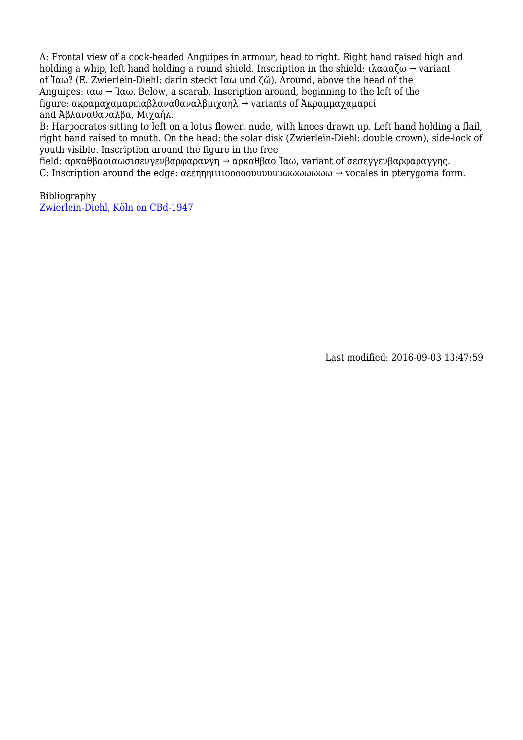A: Frontal view of a cock-headed Anguipes in armour, head to right. Right hand raised high and holding a whip, left hand holding a round shield. Inscription in the shield: ιλαααζω → variant of Ἰαω? (E. Zwierlein-Diehl: darin steckt Ιαω und ζῶ). Around, above the head of the Anguipes: ιαω → Ἰαω. Below, a scarab. Inscription around, beginning to the left of the figure: ακραμαχαμαρειαβλαναθαναλβμιχαηλ → variants of Ἀκραμμαχαμαρεί and Ἀβλαναθαναλβα, Μιχαήλ.

B: Harpocrates sitting to left on a lotus flower, nude, with knees drawn up. Left hand holding a flail, right hand raised to mouth. On the head: the solar disk (Zwierlein-Diehl: double crown), side-lock of youth visible. Inscription around the figure in the free field: αρκαθβαοιαωσισενγενβαρφαρανγη → αρκαθβαο Ἰαω, variant of σεσεγγενβαρφαραγγης.

C: Inscription around the edge: αεεηηηιιιιοοοοουυυυυυωωωωωωω → vocales in pterygoma form.

Bibliography

[Zwierlein-Diehl, Köln on CBd-1947]

Last modified: 2016-09-03 13:47:59